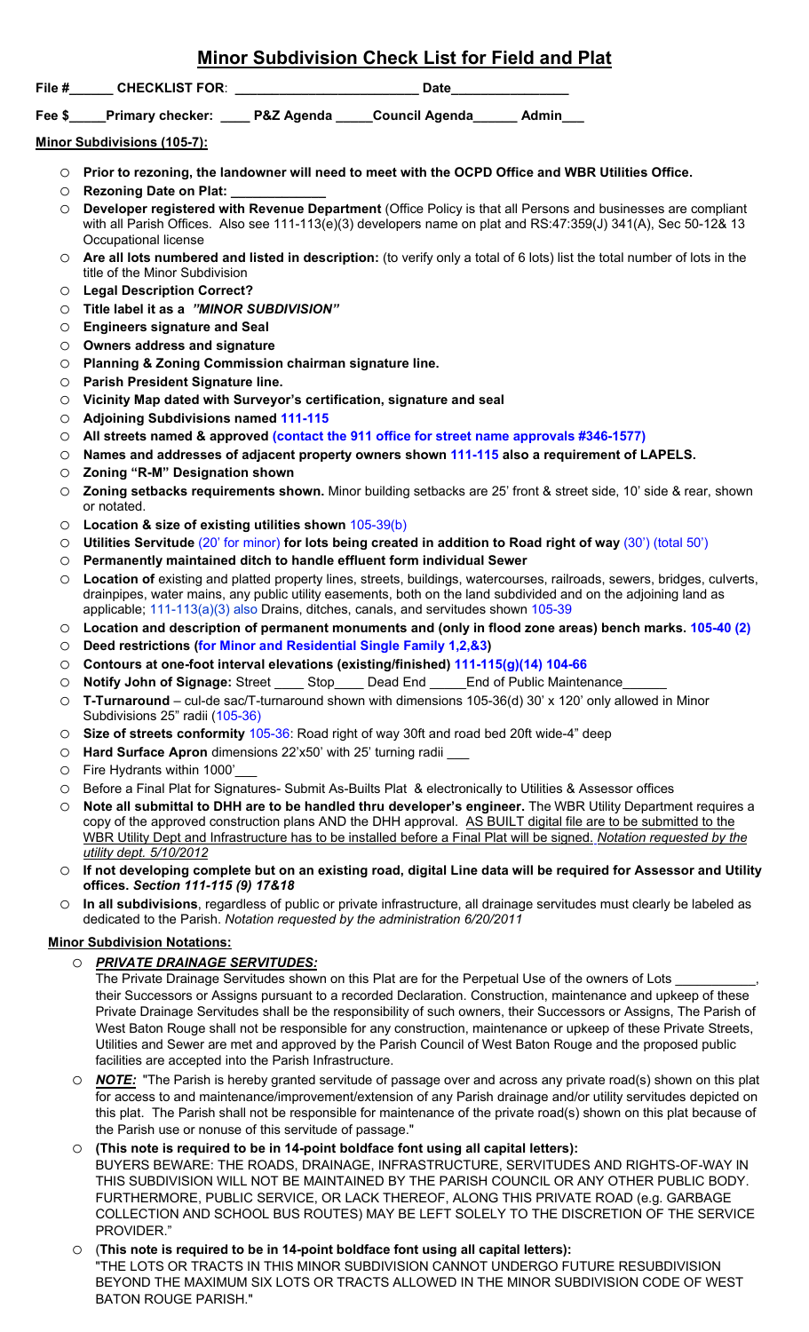# Minor Subdivision Check List for Field and Plat

**File #\_\_\_\_\_\_ CHECKLIST FOR: \_\_\_\_\_\_\_\_\_\_\_\_\_\_\_\_\_\_\_\_\_\_\_\_\_ Date\_\_\_\_\_\_\_\_\_\_\_\_\_\_\_\_**

**Fee $\_\_\_\_\_Primary checker: \_\_\_\_ P&Z Agenda \_\_\_\_\_Council Agenda\_\_\_\_\_\_ Admin\_\_\_**

**Minor Subdivisions (105-7):**

- **Prior to rezoning, the landowner will need to meet with the OCPD Office and WBR Utilities Office.**
- **Rezoning Date on Plat: \_\_\_\_\_\_\_\_\_\_\_\_\_**
- **Developer registered with Revenue Department** (Office Policy is that all Persons and businesses are compliant with all Parish Offices. Also see 111-113(e)(3) developers name on plat and RS:47:359(J) 341(A), Sec 50-12& 13 Occupational license
- **Are all lots numbered and listed in description:** (to verify only a total of 6 lots) list the total number of lots in the title of the Minor Subdivision
- **Legal Description Correct?**
- **Title label it as a *"MINOR SUBDIVISION"***
- **Engineers signature and Seal**
- **Owners address and signature**
- **Planning & Zoning Commission chairman signature line.**
- **Parish President Signature line.**
- **Vicinity Map dated with Surveyor's certification, signature and seal**
- **Adjoining Subdivisions named 111-115**
- **All streets named & approved (contact the 911 office for street name approvals #346-1577)**
- **Names and addresses of adjacent property owners shown 111-115 also a requirement of LAPELS.**
- **Zoning "R-M" Designation shown**
- **Zoning setbacks requirements shown.** Minor building setbacks are 25' front & street side, 10' side & rear, shown or notated.
- **Location & size of existing utilities shown** 105-39(b)
- **Utilities Servitude** (20' for minor) **for lots being created in addition to Road right of way** (30') (total 50')
- **Permanently maintained ditch to handle effluent form individual Sewer**
- **Location of** existing and platted property lines, streets, buildings, watercourses, railroads, sewers, bridges, culverts, drainpipes, water mains, any public utility easements, both on the land subdivided and on the adjoining land as applicable; 111-113(a)(3) also Drains, ditches, canals, and servitudes shown 105-39
- **Location and description of permanent monuments and (only in flood zone areas) bench marks. 105-40 (2)**
- **Deed restrictions (for Minor and Residential Single Family 1,2,&3)**
- **Contours at one-foot interval elevations (existing/finished) 111-115(g)(14) 104-66**
- **Notify John of Signage:** Street \_\_\_\_ Stop\_\_\_\_ Dead End \_\_\_\_\_End of Public Maintenance\_\_\_\_\_\_
- **T-Turnaround** – cul-de sac/T-turnaround shown with dimensions 105-36(d) 30' x 120' only allowed in Minor Subdivisions 25" radii (105-36)
- **Size of streets conformity** 105-36: Road right of way 30ft and road bed 20ft wide-4" deep
- **Hard Surface Apron** dimensions 22'x50' with 25' turning radii \_\_\_
- Fire Hydrants within 1000'\_\_\_
- Before a Final Plat for Signatures- Submit As-Builts Plat & electronically to Utilities & Assessor offices
- **Note all submittal to DHH are to be handled thru developer's engineer.** The WBR Utility Department requires a copy of the approved construction plans AND the DHH approval. AS BUILT digital file are to be submitted to the WBR Utility Dept and Infrastructure has to be installed before a Final Plat will be signed. *Notation requested by the utility dept. 5/10/2012*
- **If not developing complete but on an existing road, digital Line data will be required for Assessor and Utility offices. *Section 111-115 (9) 17&18***
- **In all subdivisions**, regardless of public or private infrastructure, all drainage servitudes must clearly be labeled as dedicated to the Parish. *Notation requested by the administration 6/20/2011*

**Minor Subdivision Notations:**

- ***PRIVATE DRAINAGE SERVITUDES:***
  The Private Drainage Servitudes shown on this Plat are for the Perpetual Use of the owners of Lots \_\_\_\_\_\_\_\_\_\_\_, their Successors or Assigns pursuant to a recorded Declaration. Construction, maintenance and upkeep of these Private Drainage Servitudes shall be the responsibility of such owners, their Successors or Assigns, The Parish of West Baton Rouge shall not be responsible for any construction, maintenance or upkeep of these Private Streets, Utilities and Sewer are met and approved by the Parish Council of West Baton Rouge and the proposed public facilities are accepted into the Parish Infrastructure.
- ***NOTE:*** "The Parish is hereby granted servitude of passage over and across any private road(s) shown on this plat for access to and maintenance/improvement/extension of any Parish drainage and/or utility servitudes depicted on this plat. The Parish shall not be responsible for maintenance of the private road(s) shown on this plat because of the Parish use or nonuse of this servitude of passage."
- **(This note is required to be in 14-point boldface font using all capital letters):**
  BUYERS BEWARE: THE ROADS, DRAINAGE, INFRASTRUCTURE, SERVITUDES AND RIGHTS-OF-WAY IN THIS SUBDIVISION WILL NOT BE MAINTAINED BY THE PARISH COUNCIL OR ANY OTHER PUBLIC BODY. FURTHERMORE, PUBLIC SERVICE, OR LACK THEREOF, ALONG THIS PRIVATE ROAD (e.g. GARBAGE COLLECTION AND SCHOOL BUS ROUTES) MAY BE LEFT SOLELY TO THE DISCRETION OF THE SERVICE PROVIDER."
- (**This note is required to be in 14-point boldface font using all capital letters):**
  "THE LOTS OR TRACTS IN THIS MINOR SUBDIVISION CANNOT UNDERGO FUTURE RESUBDIVISION BEYOND THE MAXIMUM SIX LOTS OR TRACTS ALLOWED IN THE MINOR SUBDIVISION CODE OF WEST BATON ROUGE PARISH."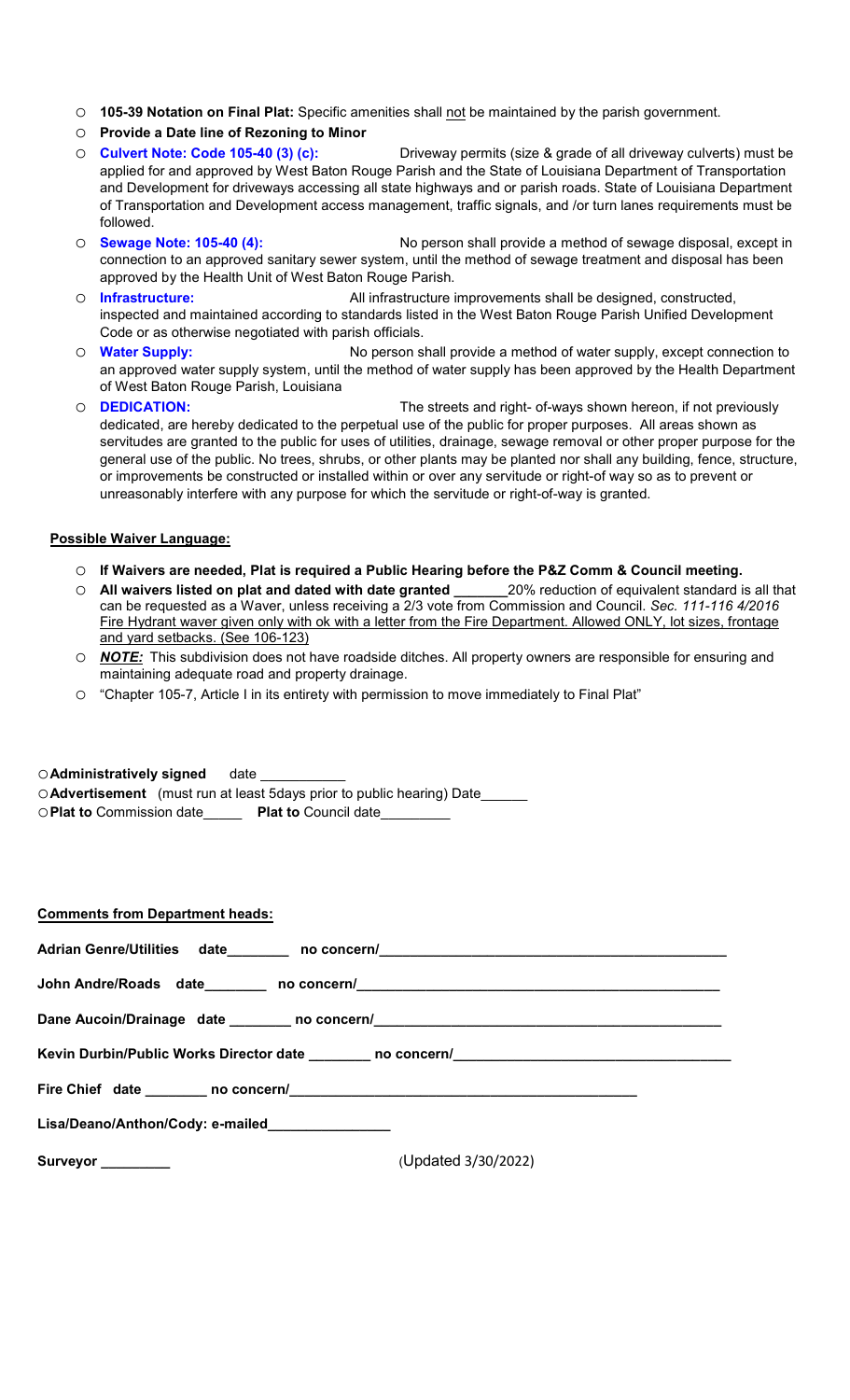- **105-39 Notation on Final Plat:** Specific amenities shall not be maintained by the parish government.
- **Provide a Date line of Rezoning to Minor**
- **Culvert Note: Code 105-40 (3) (c):** Driveway permits (size & grade of all driveway culverts) must be applied for and approved by West Baton Rouge Parish and the State of Louisiana Department of Transportation and Development for driveways accessing all state highways and or parish roads. State of Louisiana Department of Transportation and Development access management, traffic signals, and /or turn lanes requirements must be followed.
- **Sewage Note: 105-40 (4):** No person shall provide a method of sewage disposal, except in connection to an approved sanitary sewer system, until the method of sewage treatment and disposal has been approved by the Health Unit of West Baton Rouge Parish.
- **Infrastructure:** All infrastructure improvements shall be designed, constructed, inspected and maintained according to standards listed in the West Baton Rouge Parish Unified Development Code or as otherwise negotiated with parish officials.
- **Water Supply:** No person shall provide a method of water supply, except connection to an approved water supply system, until the method of water supply has been approved by the Health Department of West Baton Rouge Parish, Louisiana
- **DEDICATION:** The streets and right- of-ways shown hereon, if not previously dedicated, are hereby dedicated to the perpetual use of the public for proper purposes. All areas shown as servitudes are granted to the public for uses of utilities, drainage, sewage removal or other proper purpose for the general use of the public. No trees, shrubs, or other plants may be planted nor shall any building, fence, structure, or improvements be constructed or installed within or over any servitude or right-of way so as to prevent or unreasonably interfere with any purpose for which the servitude or right-of-way is granted.

**Possible Waiver Language:**

- **If Waivers are needed, Plat is required a Public Hearing before the P&Z Comm & Council meeting.**
- **All waivers listed on plat and dated with date granted _______** 20% reduction of equivalent standard is all that can be requested as a Waver, unless receiving a 2/3 vote from Commission and Council. *Sec. 111-116 4/2016* Fire Hydrant waver given only with ok with a letter from the Fire Department. Allowed ONLY, lot sizes, frontage and yard setbacks. (See 106-123)
- ***NOTE:*** This subdivision does not have roadside ditches. All property owners are responsible for ensuring and maintaining adequate road and property drainage.
- "Chapter 105-7, Article I in its entirety with permission to move immediately to Final Plat"

- **Administratively signed** date ___________
- **Advertisement** (must run at least 5days prior to public hearing) Date______
- **Plat to** Commission date_____ **Plat to** Council date_________

**Comments from Department heads:**

**Adrian Genre/Utilities date________ no concern/_____________________________________________**

**John Andre/Roads date________ no concern/_______________________________________________**

**Dane Aucoin/Drainage date ________ no concern/___________________________________________**

**Kevin Durbin/Public Works Director date ________ no concern/__________________________________**

**Fire Chief date ________ no concern/____________________________________________**

**Lisa/Deano/Anthon/Cody: e-mailed_______________**

**Surveyor _________**

(Updated 3/30/2022)